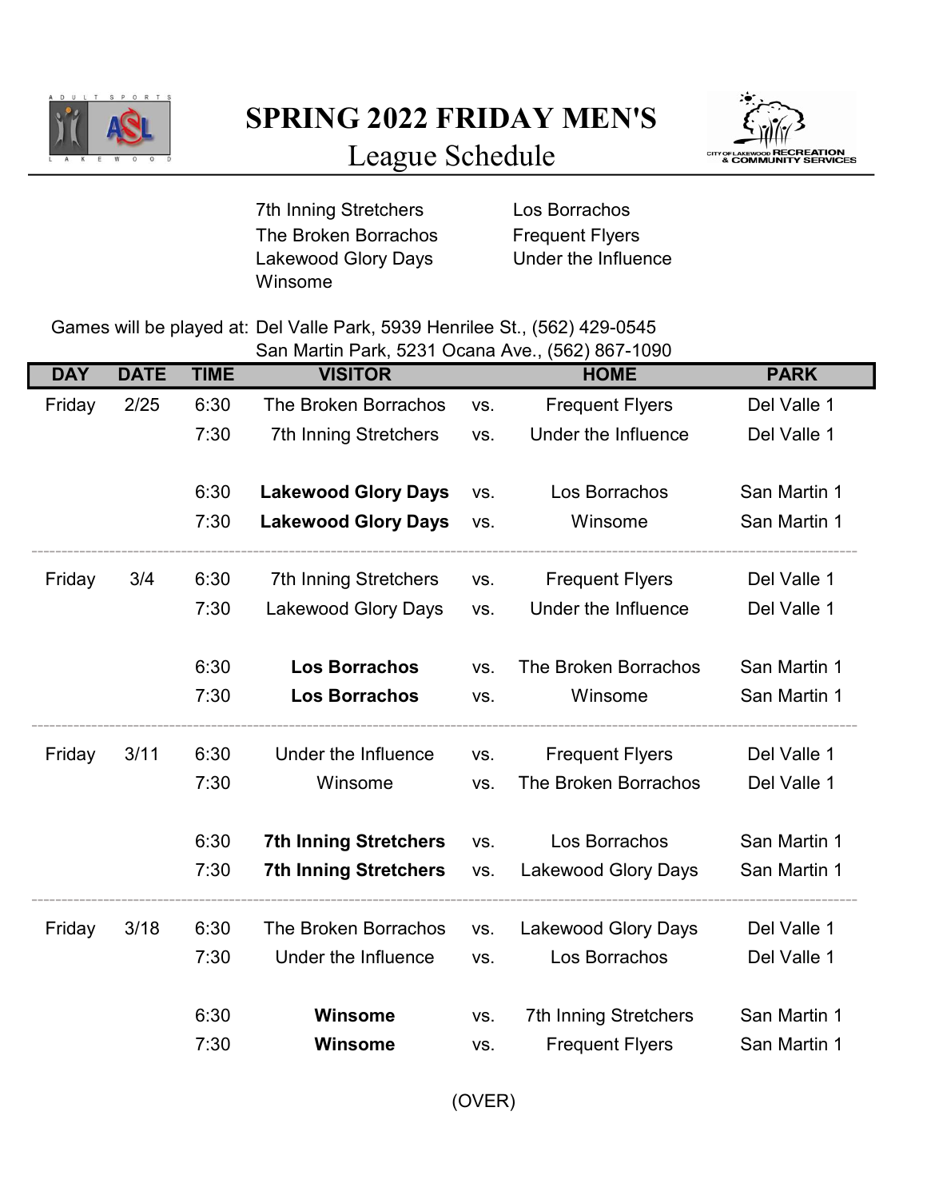# SPRING 2022 FRIDAY MEN'S

## League Schedule

7th Inning Stretchers
The Broken Borrachos
Lakewood Glory Days
Winsome
Los Borrachos
Frequent Flyers
Under the Influence

Games will be played at: Del Valle Park, 5939 Henrilee St., (562) 429-0545
San Martin Park, 5231 Ocana Ave., (562) 867-1090

| DAY | DATE | TIME | VISITOR | | HOME | PARK |
|---|---|---|---|---|---|---|
| Friday | 2/25 | 6:30 | The Broken Borrachos | vs. | Frequent Flyers | Del Valle 1 |
| | | 7:30 | 7th Inning Stretchers | vs. | Under the Influence | Del Valle 1 |
| | | 6:30 | **Lakewood Glory Days** | vs. | Los Borrachos | San Martin 1 |
| | | 7:30 | **Lakewood Glory Days** | vs. | Winsome | San Martin 1 |
| Friday | 3/4 | 6:30 | 7th Inning Stretchers | vs. | Frequent Flyers | Del Valle 1 |
| | | 7:30 | Lakewood Glory Days | vs. | Under the Influence | Del Valle 1 |
| | | 6:30 | **Los Borrachos** | vs. | The Broken Borrachos | San Martin 1 |
| | | 7:30 | **Los Borrachos** | vs. | Winsome | San Martin 1 |
| Friday | 3/11 | 6:30 | Under the Influence | vs. | Frequent Flyers | Del Valle 1 |
| | | 7:30 | Winsome | vs. | The Broken Borrachos | Del Valle 1 |
| | | 6:30 | **7th Inning Stretchers** | vs. | Los Borrachos | San Martin 1 |
| | | 7:30 | **7th Inning Stretchers** | vs. | Lakewood Glory Days | San Martin 1 |
| Friday | 3/18 | 6:30 | The Broken Borrachos | vs. | Lakewood Glory Days | Del Valle 1 |
| | | 7:30 | Under the Influence | vs. | Los Borrachos | Del Valle 1 |
| | | 6:30 | **Winsome** | vs. | 7th Inning Stretchers | San Martin 1 |
| | | 7:30 | **Winsome** | vs. | Frequent Flyers | San Martin 1 |

(OVER)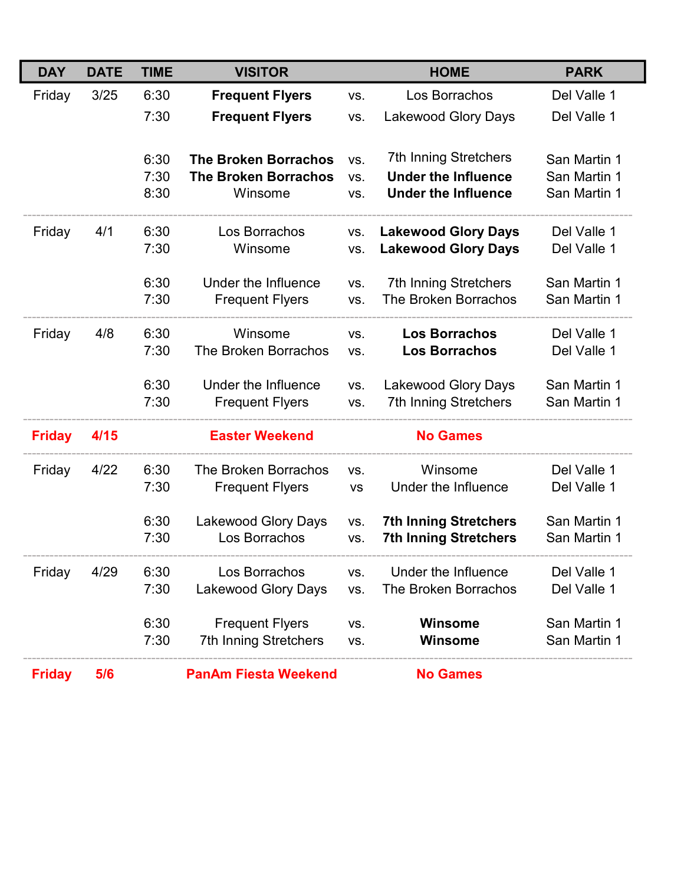| DAY | DATE | TIME | VISITOR | | HOME | PARK |
|---|---|---|---|---|---|---|
| Friday | 3/25 | 6:30 | **Frequent Flyers** | vs. | Los Borrachos | Del Valle 1 |
| | | 7:30 | **Frequent Flyers** | vs. | Lakewood Glory Days | Del Valle 1 |
| | | 6:30 | **The Broken Borrachos** | vs. | 7th Inning Stretchers | San Martin 1 |
| | | 7:30 | **The Broken Borrachos** | vs. | **Under the Influence** | San Martin 1 |
| | | 8:30 | Winsome | vs. | **Under the Influence** | San Martin 1 |
| Friday | 4/1 | 6:30 | Los Borrachos | vs. | **Lakewood Glory Days** | Del Valle 1 |
| | | 7:30 | Winsome | vs. | **Lakewood Glory Days** | Del Valle 1 |
| | | 6:30 | Under the Influence | vs. | 7th Inning Stretchers | San Martin 1 |
| | | 7:30 | Frequent Flyers | vs. | The Broken Borrachos | San Martin 1 |
| Friday | 4/8 | 6:30 | Winsome | vs. | **Los Borrachos** | Del Valle 1 |
| | | 7:30 | The Broken Borrachos | vs. | **Los Borrachos** | Del Valle 1 |
| | | 6:30 | Under the Influence | vs. | Lakewood Glory Days | San Martin 1 |
| | | 7:30 | Frequent Flyers | vs. | 7th Inning Stretchers | San Martin 1 |
| **Friday** | **4/15** | | **Easter Weekend** | | **No Games** | |
| Friday | 4/22 | 6:30 | The Broken Borrachos | vs. | Winsome | Del Valle 1 |
| | | 7:30 | Frequent Flyers | vs | Under the Influence | Del Valle 1 |
| | | 6:30 | Lakewood Glory Days | vs. | **7th Inning Stretchers** | San Martin 1 |
| | | 7:30 | Los Borrachos | vs. | **7th Inning Stretchers** | San Martin 1 |
| Friday | 4/29 | 6:30 | Los Borrachos | vs. | Under the Influence | Del Valle 1 |
| | | 7:30 | Lakewood Glory Days | vs. | The Broken Borrachos | Del Valle 1 |
| | | 6:30 | Frequent Flyers | vs. | **Winsome** | San Martin 1 |
| | | 7:30 | 7th Inning Stretchers | vs. | **Winsome** | San Martin 1 |
| **Friday** | **5/6** | | **PanAm Fiesta Weekend** | | **No Games** | |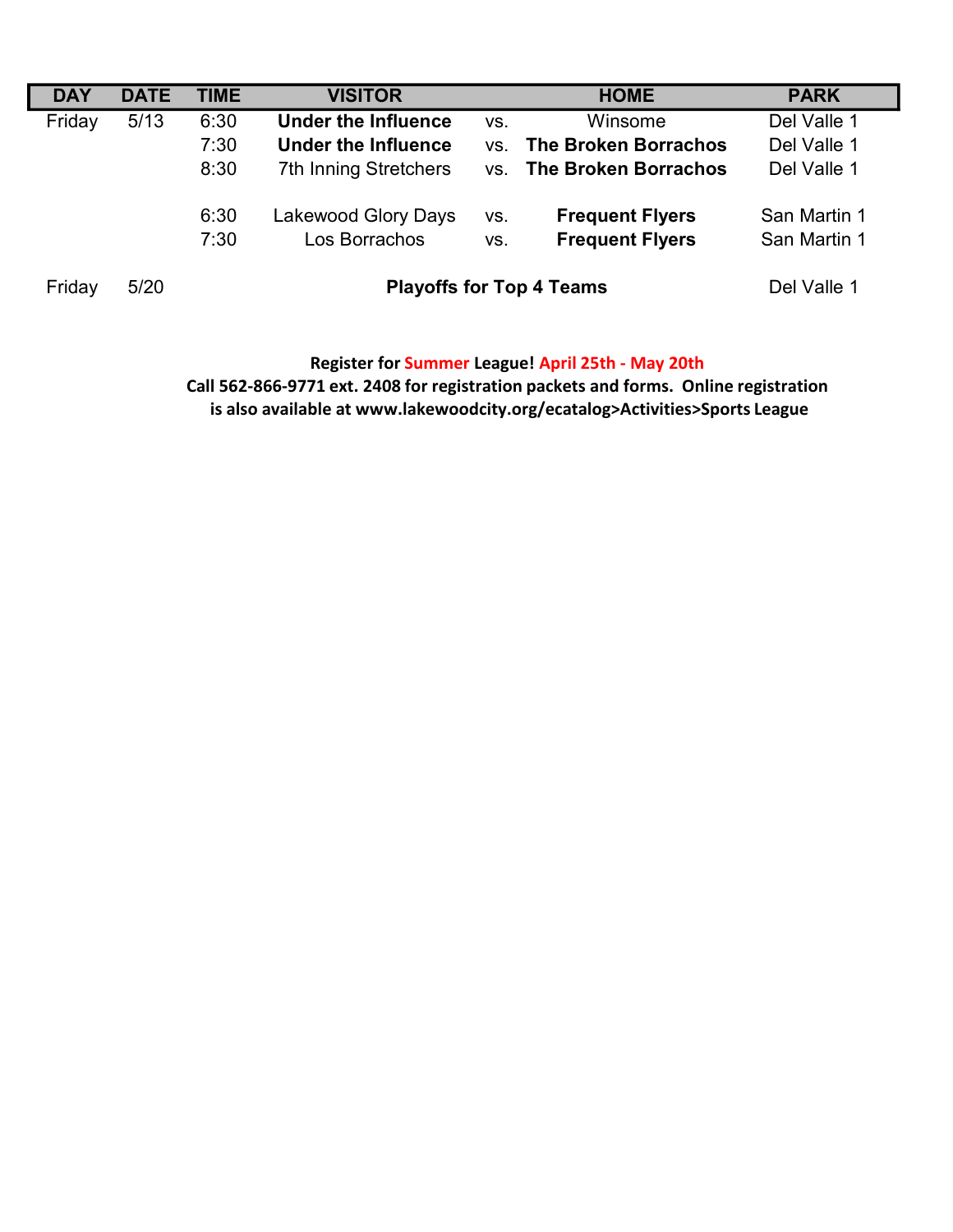| DAY | DATE | TIME | VISITOR | | HOME | PARK |
|---|---|---|---|---|---|---|
| Friday | 5/13 | 6:30 | **Under the Influence** | vs. | Winsome | Del Valle 1 |
| | | 7:30 | **Under the Influence** | vs. | **The Broken Borrachos** | Del Valle 1 |
| | | 8:30 | 7th Inning Stretchers | vs. | **The Broken Borrachos** | Del Valle 1 |
| | | 6:30 | Lakewood Glory Days | vs. | **Frequent Flyers** | San Martin 1 |
| | | 7:30 | Los Borrachos | vs. | **Frequent Flyers** | San Martin 1 |
| Friday | 5/20 | | **Playoffs for Top 4 Teams** | | | Del Valle 1 |

**Register for Summer League! April 25th - May 20th**
**Call 562-866-9771 ext. 2408 for registration packets and forms. Online registration is also available at www.lakewoodcity.org/ecatalog>Activities>Sports League**